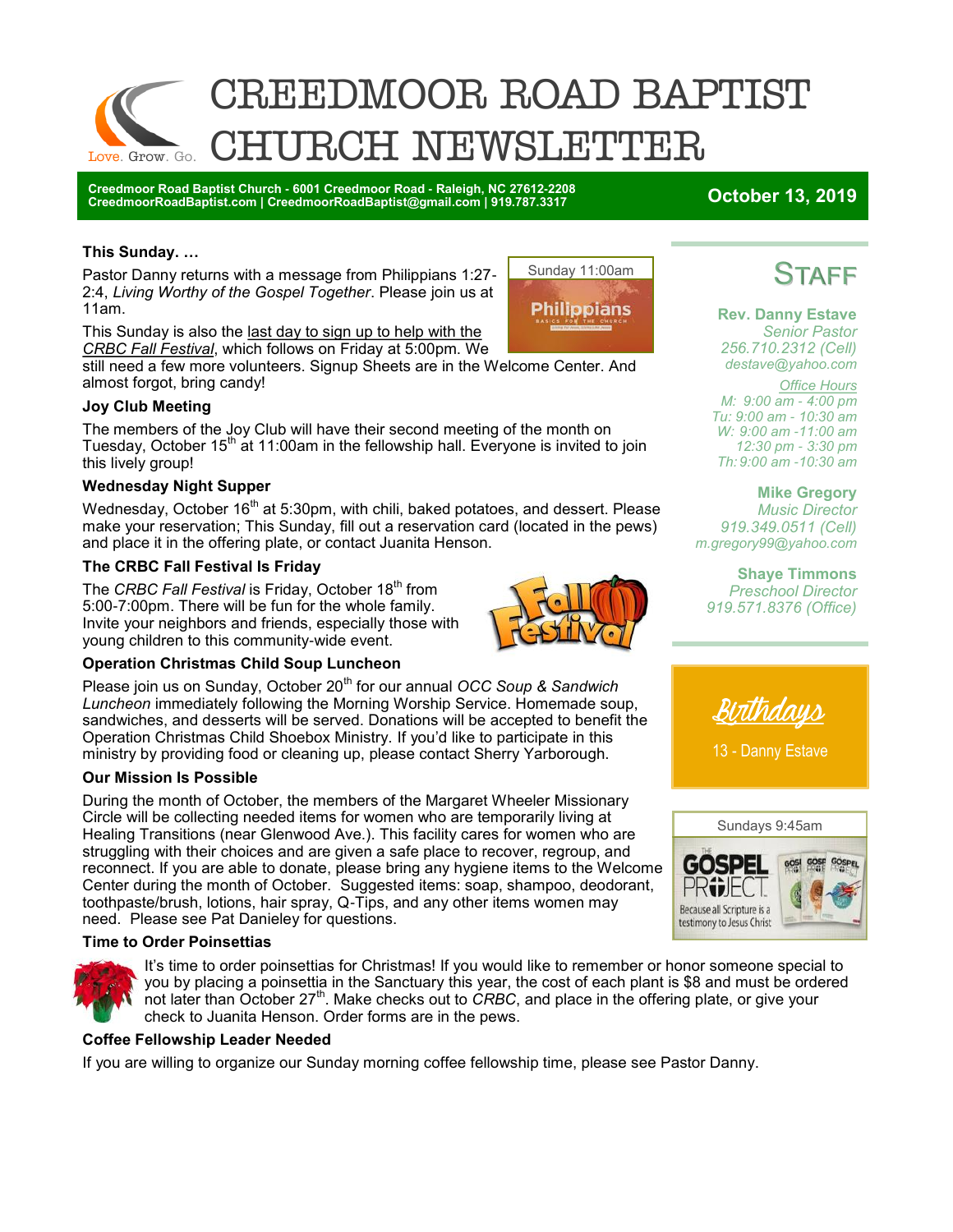# CREEDMOOR ROAD BAPTIST CHURCH NEWSLETTER

Love. Grow. Go.

**Creedmoor Road Baptist Church - 6001 Creedmoor Road - Raleigh, NC 27612-2208**
**CreedmoorRoadBaptist.com | CreedmoorRoadBaptist@gmail.com | 919.787.3317**

**October 13, 2019**

### This Sunday. …

Sunday 11:00am

Pastor Danny returns with a message from Philippians 1:27-2:4, *Living Worthy of the Gospel Together*. Please join us at 11am.

This Sunday is also the last day to sign up to help with the *CRBC Fall Festival*, which follows on Friday at 5:00pm. We still need a few more volunteers. Signup Sheets are in the Welcome Center. And almost forgot, bring candy!

### Joy Club Meeting

The members of the Joy Club will have their second meeting of the month on Tuesday, October 15th at 11:00am in the fellowship hall. Everyone is invited to join this lively group!

### Wednesday Night Supper

Wednesday, October 16th at 5:30pm, with chili, baked potatoes, and dessert. Please make your reservation; This Sunday, fill out a reservation card (located in the pews) and place it in the offering plate, or contact Juanita Henson.

### The CRBC Fall Festival Is Friday

The *CRBC Fall Festival* is Friday, October 18th from 5:00-7:00pm. There will be fun for the whole family. Invite your neighbors and friends, especially those with young children to this community-wide event.

### Operation Christmas Child Soup Luncheon

Please join us on Sunday, October 20th for our annual *OCC Soup & Sandwich Luncheon* immediately following the Morning Worship Service. Homemade soup, sandwiches, and desserts will be served. Donations will be accepted to benefit the Operation Christmas Child Shoebox Ministry. If you'd like to participate in this ministry by providing food or cleaning up, please contact Sherry Yarborough.

### Our Mission Is Possible

During the month of October, the members of the Margaret Wheeler Missionary Circle will be collecting needed items for women who are temporarily living at Healing Transitions (near Glenwood Ave.). This facility cares for women who are struggling with their choices and are given a safe place to recover, regroup, and reconnect. If you are able to donate, please bring any hygiene items to the Welcome Center during the month of October. Suggested items: soap, shampoo, deodorant, toothpaste/brush, lotions, hair spray, Q-Tips, and any other items women may need. Please see Pat Danieley for questions.

### Time to Order Poinsettias

It's time to order poinsettias for Christmas! If you would like to remember or honor someone special to you by placing a poinsettia in the Sanctuary this year, the cost of each plant is $8 and must be ordered not later than October 27th. Make checks out to *CRBC*, and place in the offering plate, or give your check to Juanita Henson. Order forms are in the pews.

### Coffee Fellowship Leader Needed

If you are willing to organize our Sunday morning coffee fellowship time, please see Pastor Danny.

## Staff

**Rev. Danny Estave**
*Senior Pastor*
*256.710.2312 (Cell)*
*destave@yahoo.com*

*Office Hours*
*M: 9:00 am - 4:00 pm*
*Tu: 9:00 am - 10:30 am*
*W: 9:00 am -11:00 am*
*12:30 pm - 3:30 pm*
*Th: 9:00 am -10:30 am*

**Mike Gregory**
*Music Director*
*919.349.0511 (Cell)*
*m.gregory99@yahoo.com*

**Shaye Timmons**
*Preschool Director*
*919.571.8376 (Office)*

## Birthdays

13 - Danny Estave

Sundays 9:45am

THE GOSPEL PROJECT
Because all Scripture is a testimony to Jesus Christ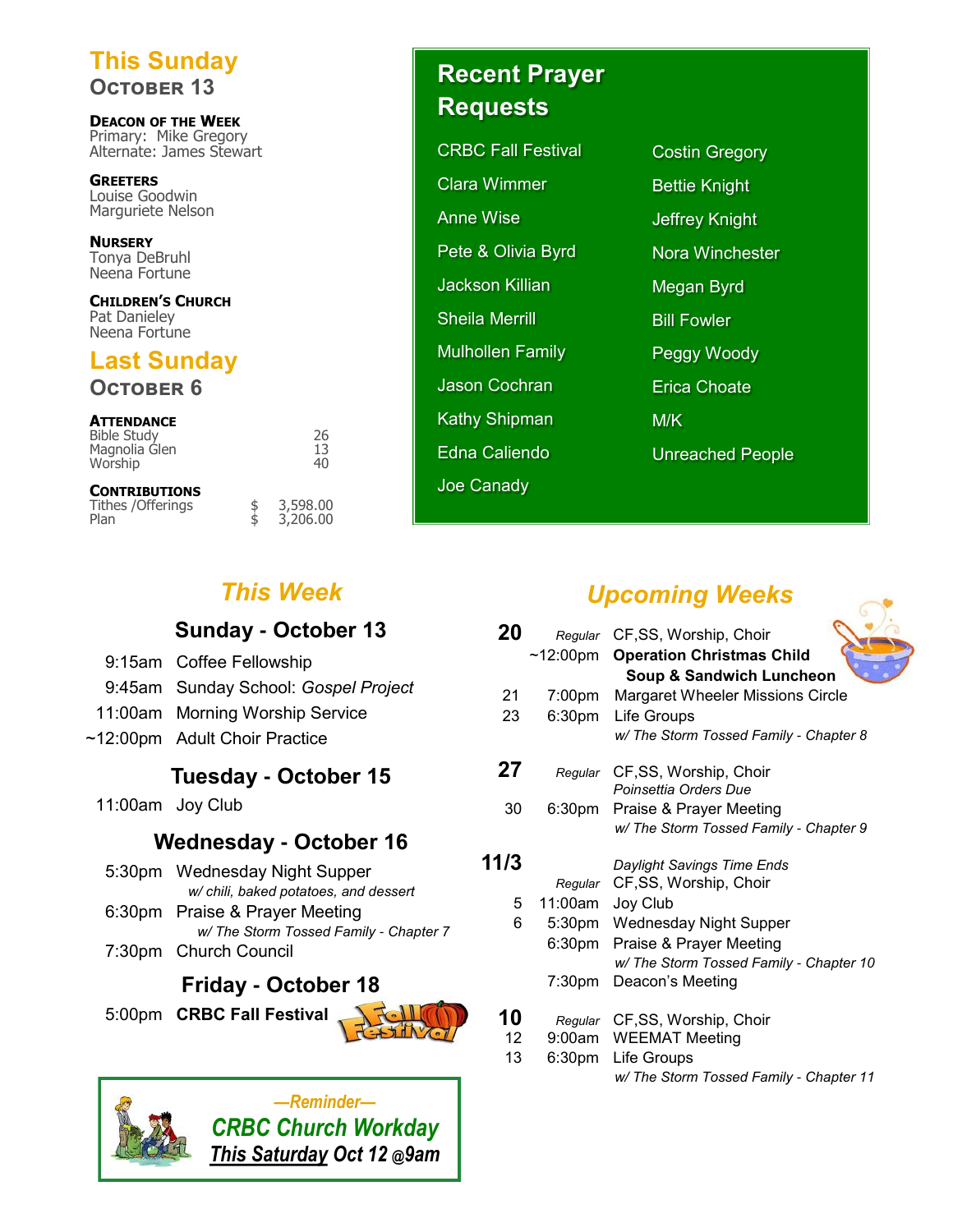## This Sunday
### October 13

**Deacon of the Week**
Primary: Mike Gregory
Alternate: James Stewart

**Greeters**
Louise Goodwin
Marguriete Nelson

**Nursery**
Tonya DeBruhl
Neena Fortune

**Children's Church**
Pat Danieley
Neena Fortune

## Last Sunday
### October 6

**Attendance**

| | |
|---|---|
| Bible Study | 26 |
| Magnolia Glen | 13 |
| Worship | 40 |

**Contributions**

| | |
|---|---|
| Tithes /Offerings | $ 3,598.00 |
| Plan | $ 3,206.00 |

## Recent Prayer Requests

- CRBC Fall Festival
- Clara Wimmer
- Anne Wise
- Pete & Olivia Byrd
- Jackson Killian
- Sheila Merrill
- Mulhollen Family
- Jason Cochran
- Kathy Shipman
- Edna Caliendo
- Joe Canady
- Costin Gregory
- Bettie Knight
- Jeffrey Knight
- Nora Winchester
- Megan Byrd
- Bill Fowler
- Peggy Woody
- Erica Choate
- M/K
- Unreached People

## *This Week*

### Sunday - October 13

9:15am Coffee Fellowship
9:45am Sunday School: *Gospel Project*
11:00am Morning Worship Service
~12:00pm Adult Choir Practice

### Tuesday - October 15

11:00am Joy Club

### Wednesday - October 16

5:30pm Wednesday Night Supper
*w/ chili, baked potatoes, and dessert*
6:30pm Praise & Prayer Meeting
*w/ The Storm Tossed Family - Chapter 7*
7:30pm Church Council

### Friday - October 18

5:00pm **CRBC Fall Festival**

*—Reminder—*
***CRBC Church Workday***
***This Saturday Oct 12 @9am***

## *Upcoming Weeks*

**20** *Regular* CF,SS, Worship, Choir
~12:00pm **Operation Christmas Child Soup & Sandwich Luncheon**
21 7:00pm Margaret Wheeler Missions Circle
23 6:30pm Life Groups
*w/ The Storm Tossed Family - Chapter 8*

**27** *Regular* CF,SS, Worship, Choir
*Poinsettia Orders Due*
30 6:30pm Praise & Prayer Meeting
*w/ The Storm Tossed Family - Chapter 9*

**11/3** *Daylight Savings Time Ends*
*Regular* CF,SS, Worship, Choir
5 11:00am Joy Club
6 5:30pm Wednesday Night Supper
6:30pm Praise & Prayer Meeting
*w/ The Storm Tossed Family - Chapter 10*
7:30pm Deacon's Meeting

**10** *Regular* CF,SS, Worship, Choir
12 9:00am WEEMAT Meeting
13 6:30pm Life Groups
*w/ The Storm Tossed Family - Chapter 11*